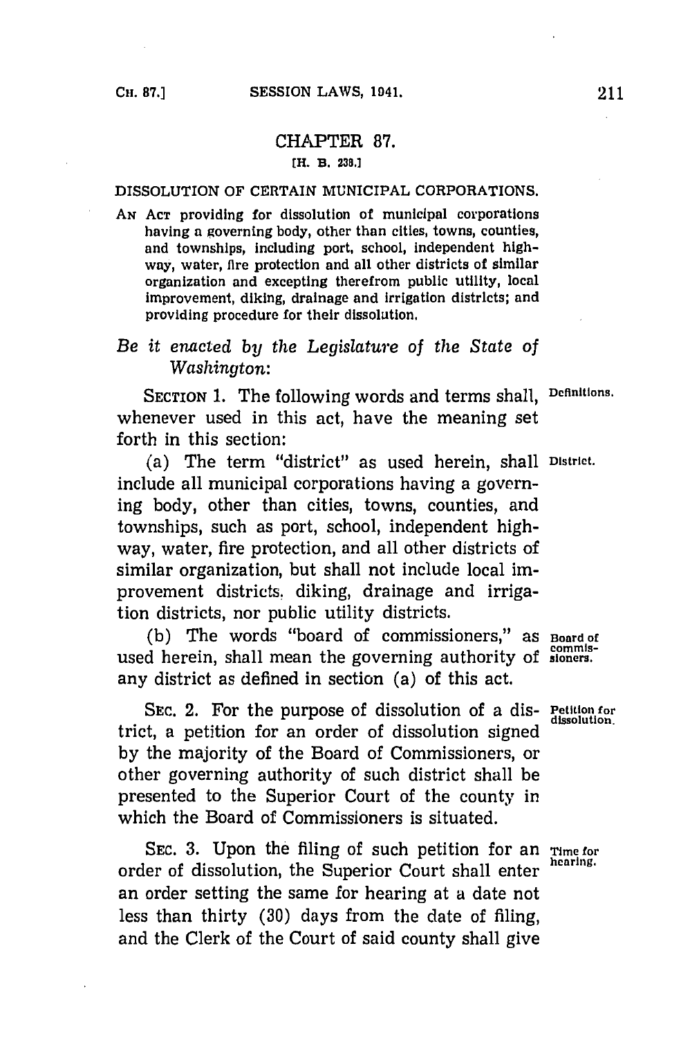## CHAPTER 87.

[H. B. 238.]

### DISSOLUTION OF CERTAIN MUNICIPAL CORPORATIONS.

AN ACT providing for dissolution of municipal corporations having a governing body, other than cities, towns, counties, and townships, including port, school, independent highway, water, fire protection and all other districts of similar organization and excepting therefrom public utility, local improvement, diking, drainage and irrigation districts; and providing procedure for their dissolution.

*Be it enacted by the Legislature of the State of Washington:*

SECTION 1. The following words and terms shall, whenever used in this act, have the meaning set forth in this section: **Definitions.**

(a) The term "district" as used herein, shall include all municipal corporations having a governing body, other than cities, towns, counties, and townships, such as port, school, independent highway, water, fire protection, and all other districts of similar organization, but shall not include local improvement districts, diking, drainage and irrigation districts, nor public utility districts. **District.**

(b) The words "board of commissioners," as used herein, shall mean the governing authority of any district as defined in section (a) of this act. **Board of commissioners.**

SEC. 2. For the purpose of dissolution of a district, a petition for an order of dissolution signed by the majority of the Board of Commissioners, or other governing authority of such district shall be presented to the Superior Court of the county in which the Board of Commissioners is situated. **Petition for dissolution.**

SEC. 3. Upon the filing of such petition for an order of dissolution, the Superior Court shall enter an order setting the same for hearing at a date not less than thirty (30) days from the date of filing, and the Clerk of the Court of said county shall give **Time for hearing.**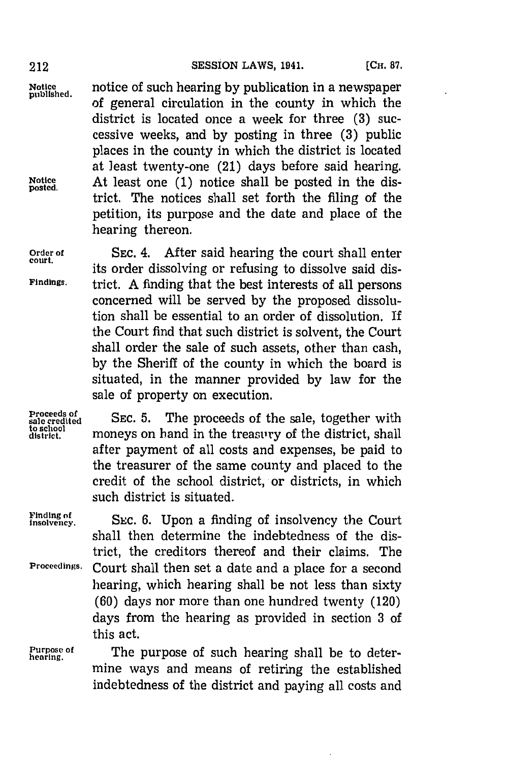notice of such hearing by publication in a newspaper of general circulation in the county in which the district is located once a week for three (3) successive weeks, and by posting in three (3) public places in the county in which the district is located at least twenty-one (21) days before said hearing. At least one (1) notice shall be posted in the district. The notices shall set forth the filing of the petition, its purpose and the date and place of the hearing thereon.

SEC. 4. After said hearing the court shall enter its order dissolving or refusing to dissolve said district. A finding that the best interests of all persons concerned will be served by the proposed dissolution shall be essential to an order of dissolution. If the Court find that such district is solvent, the Court shall order the sale of such assets, other than cash, by the Sheriff of the county in which the board is situated, in the manner provided by law for the sale of property on execution.

SEC. 5. The proceeds of the sale, together with moneys on hand in the treasury of the district, shall after payment of all costs and expenses, be paid to the treasurer of the same county and placed to the credit of the school district, or districts, in which such district is situated.

SEC. 6. Upon a finding of insolvency the Court shall then determine the indebtedness of the district, the creditors thereof and their claims. The Court shall then set a date and a place for a second hearing, which hearing shall be not less than sixty (60) days nor more than one hundred twenty (120) days from the hearing as provided in section 3 of this act.

The purpose of such hearing shall be to determine ways and means of retiring the established indebtedness of the district and paying all costs and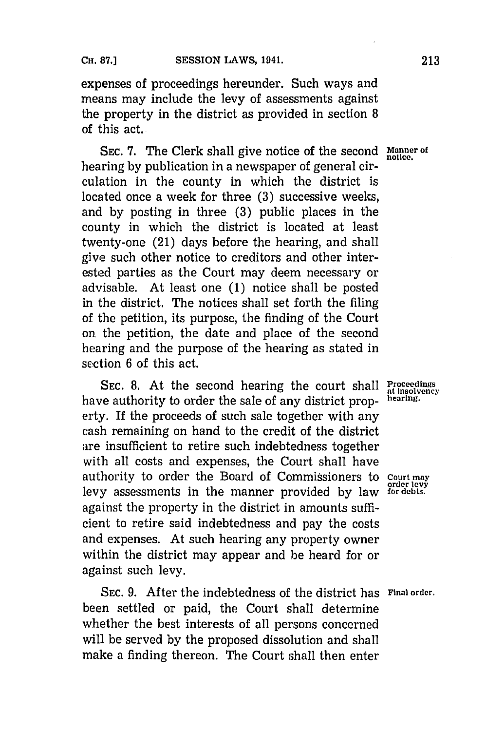expenses of proceedings hereunder. Such ways and means may include the levy of assessments against the property in the district as provided in section 8 of this act.

**Manner of notice.**

SEC. 7. The Clerk shall give notice of the second hearing by publication in a newspaper of general circulation in the county in which the district is located once a week for three (3) successive weeks, and by posting in three (3) public places in the county in which the district is located at least twenty-one (21) days before the hearing, and shall give such other notice to creditors and other interested parties as the Court may deem necessary or advisable. At least one (1) notice shall be posted in the district. The notices shall set forth the filing of the petition, its purpose, the finding of the Court on the petition, the date and place of the second hearing and the purpose of the hearing as stated in section 6 of this act.

**Proceedings at insolvency hearing.**

SEC. 8. At the second hearing the court shall have authority to order the sale of any district property. If the proceeds of such sale together with any cash remaining on hand to the credit of the district are insufficient to retire such indebtedness together with all costs and expenses, the Court shall have authority to order the Board of Commissioners to levy assessments in the manner provided by law against the property in the district in amounts sufficient to retire said indebtedness and pay the costs and expenses. At such hearing any property owner within the district may appear and be heard for or against such levy.

**Court may order levy for debts.**

**Final order.**

SEC. 9. After the indebtedness of the district has been settled or paid, the Court shall determine whether the best interests of all persons concerned will be served by the proposed dissolution and shall make a finding thereon. The Court shall then enter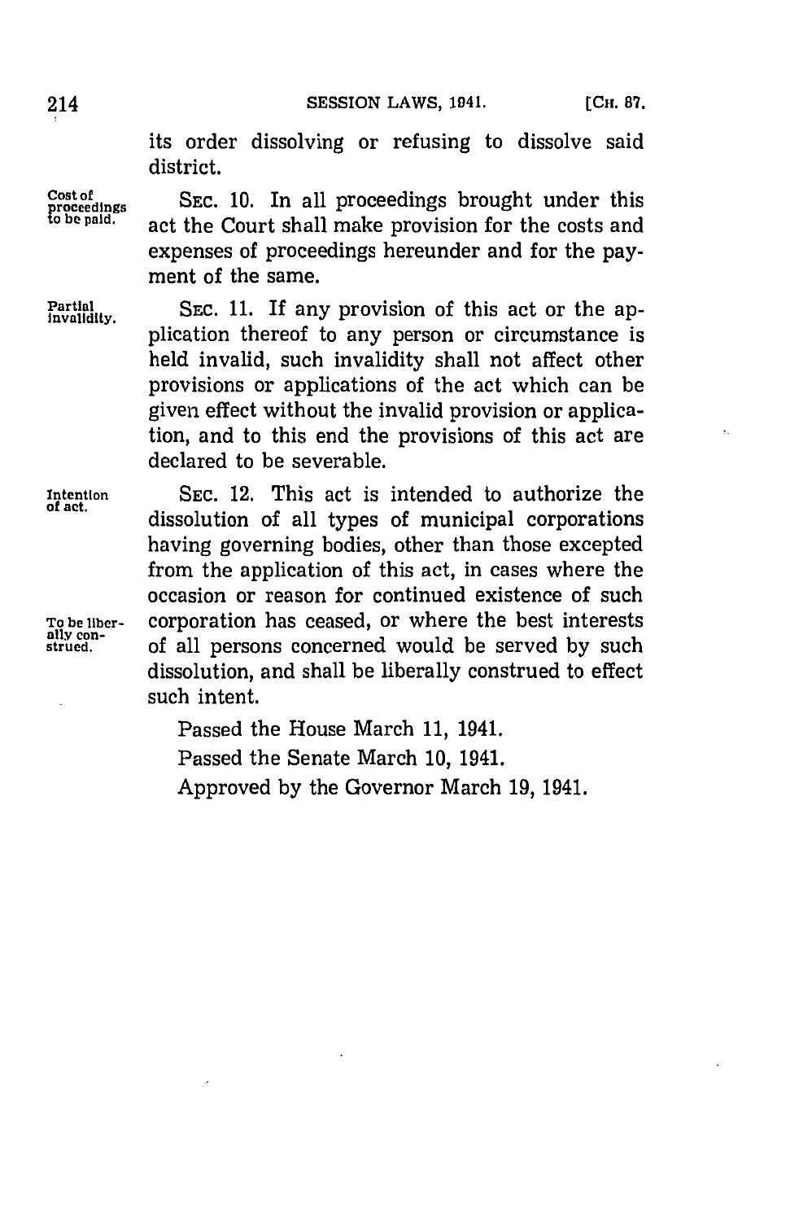its order dissolving or refusing to dissolve said district.

Cost of proceedings to be paid.

SEC. 10. In all proceedings brought under this act the Court shall make provision for the costs and expenses of proceedings hereunder and for the payment of the same.

Partial invalidity.

SEC. 11. If any provision of this act or the application thereof to any person or circumstance is held invalid, such invalidity shall not affect other provisions or applications of the act which can be given effect without the invalid provision or application, and to this end the provisions of this act are declared to be severable.

Intention of act.

To be liberally construed.

SEC. 12. This act is intended to authorize the dissolution of all types of municipal corporations having governing bodies, other than those excepted from the application of this act, in cases where the occasion or reason for continued existence of such corporation has ceased, or where the best interests of all persons concerned would be served by such dissolution, and shall be liberally construed to effect such intent.

Passed the House March 11, 1941.

Passed the Senate March 10, 1941.

Approved by the Governor March 19, 1941.